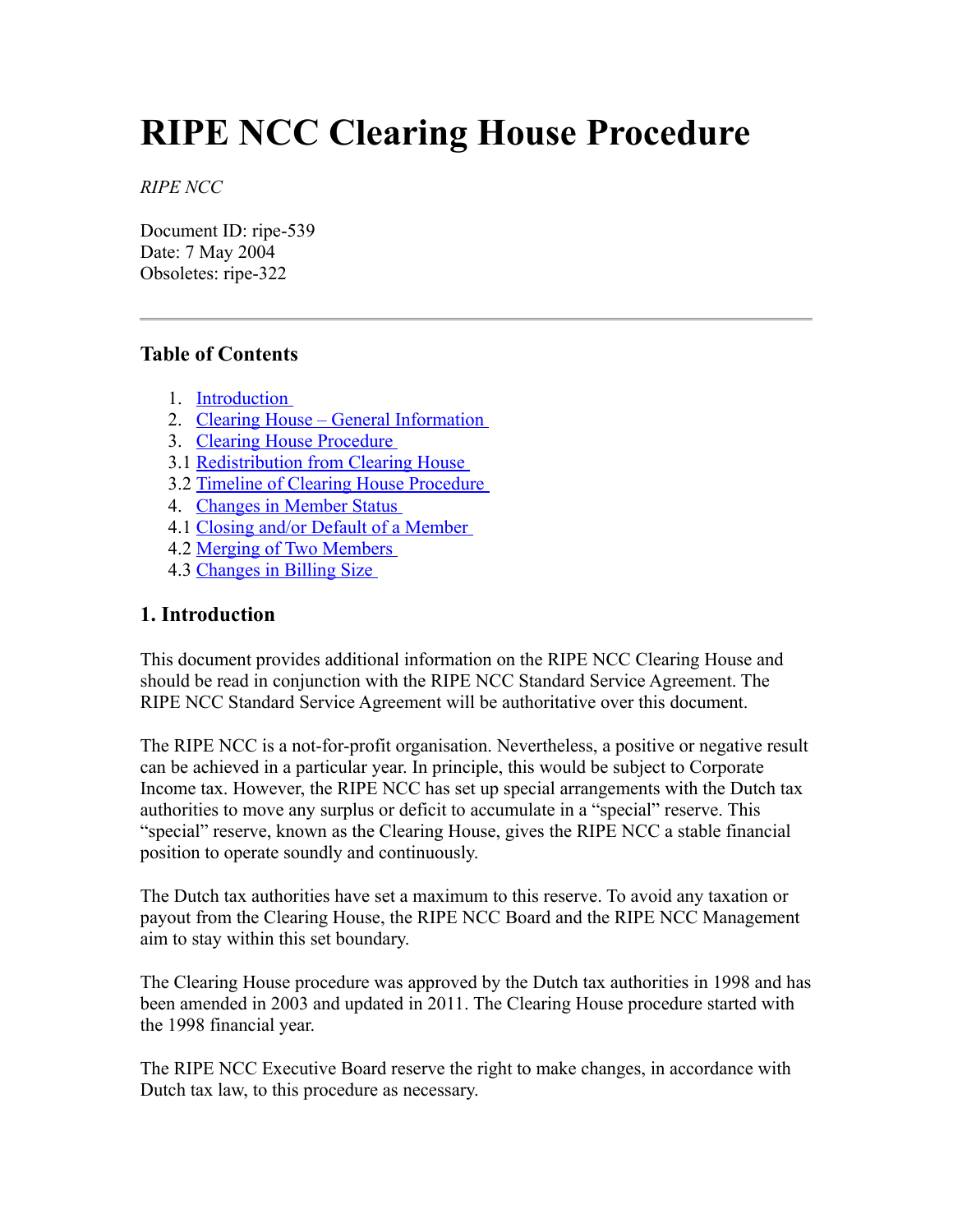# RIPE NCC Clearing House Procedure

*RIPE NCC*

Document ID: ripe-539
Date: 7 May 2004
Obsoletes: ripe-322

---

### Table of Contents

1. Introduction
2. Clearing House – General Information
3. Clearing House Procedure

3.1 Redistribution from Clearing House
3.2 Timeline of Clearing House Procedure

4. Changes in Member Status

4.1 Closing and/or Default of a Member
4.2 Merging of Two Members
4.3 Changes in Billing Size

## 1. Introduction

This document provides additional information on the RIPE NCC Clearing House and should be read in conjunction with the RIPE NCC Standard Service Agreement. The RIPE NCC Standard Service Agreement will be authoritative over this document.

The RIPE NCC is a not-for-profit organisation. Nevertheless, a positive or negative result can be achieved in a particular year. In principle, this would be subject to Corporate Income tax. However, the RIPE NCC has set up special arrangements with the Dutch tax authorities to move any surplus or deficit to accumulate in a "special" reserve. This "special" reserve, known as the Clearing House, gives the RIPE NCC a stable financial position to operate soundly and continuously.

The Dutch tax authorities have set a maximum to this reserve. To avoid any taxation or payout from the Clearing House, the RIPE NCC Board and the RIPE NCC Management aim to stay within this set boundary.

The Clearing House procedure was approved by the Dutch tax authorities in 1998 and has been amended in 2003 and updated in 2011. The Clearing House procedure started with the 1998 financial year.

The RIPE NCC Executive Board reserve the right to make changes, in accordance with Dutch tax law, to this procedure as necessary.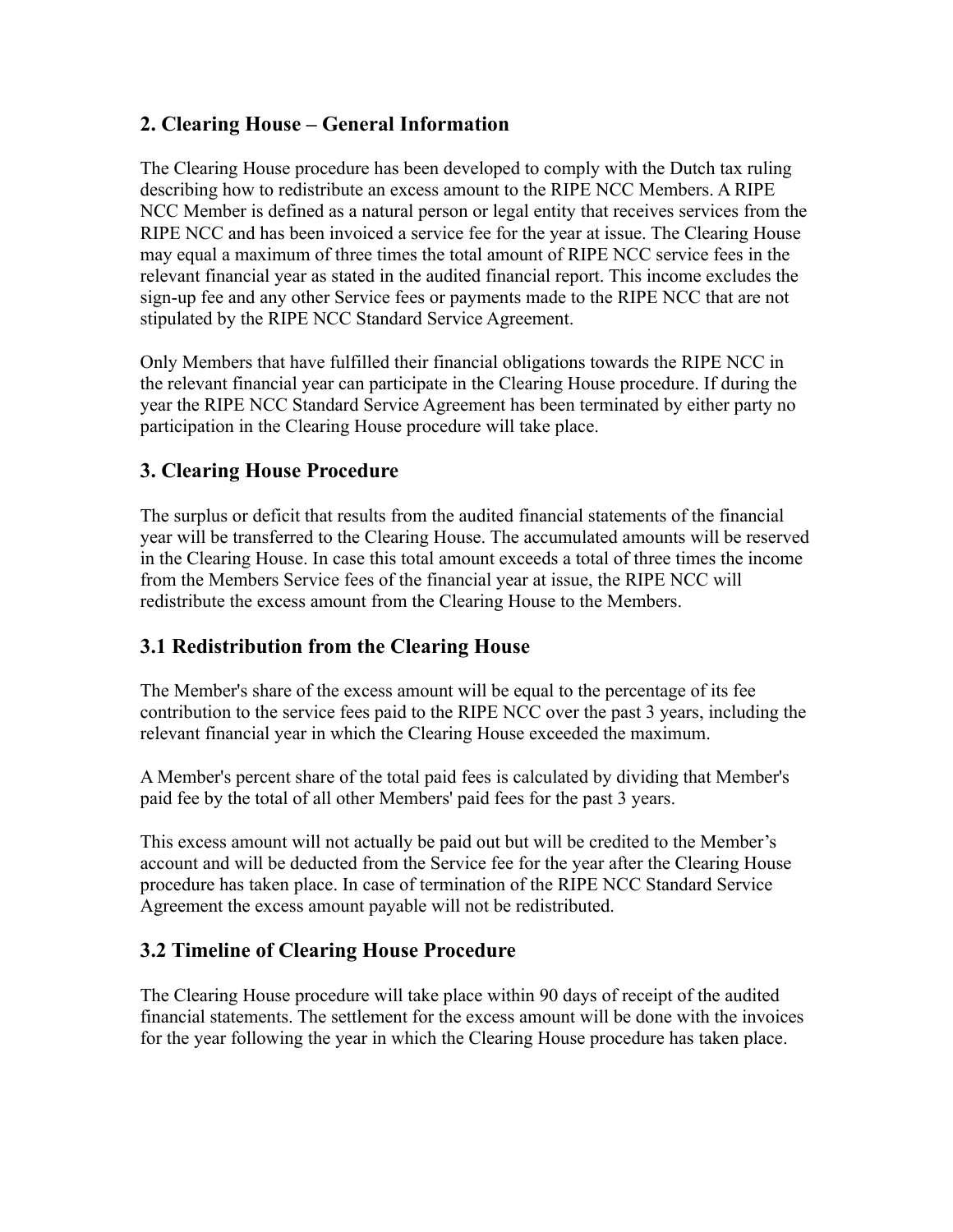## 2. Clearing House – General Information

The Clearing House procedure has been developed to comply with the Dutch tax ruling describing how to redistribute an excess amount to the RIPE NCC Members. A RIPE NCC Member is defined as a natural person or legal entity that receives services from the RIPE NCC and has been invoiced a service fee for the year at issue. The Clearing House may equal a maximum of three times the total amount of RIPE NCC service fees in the relevant financial year as stated in the audited financial report. This income excludes the sign-up fee and any other Service fees or payments made to the RIPE NCC that are not stipulated by the RIPE NCC Standard Service Agreement.

Only Members that have fulfilled their financial obligations towards the RIPE NCC in the relevant financial year can participate in the Clearing House procedure. If during the year the RIPE NCC Standard Service Agreement has been terminated by either party no participation in the Clearing House procedure will take place.

## 3. Clearing House Procedure

The surplus or deficit that results from the audited financial statements of the financial year will be transferred to the Clearing House. The accumulated amounts will be reserved in the Clearing House. In case this total amount exceeds a total of three times the income from the Members Service fees of the financial year at issue, the RIPE NCC will redistribute the excess amount from the Clearing House to the Members.

### 3.1 Redistribution from the Clearing House

The Member's share of the excess amount will be equal to the percentage of its fee contribution to the service fees paid to the RIPE NCC over the past 3 years, including the relevant financial year in which the Clearing House exceeded the maximum.

A Member's percent share of the total paid fees is calculated by dividing that Member's paid fee by the total of all other Members' paid fees for the past 3 years.

This excess amount will not actually be paid out but will be credited to the Member's account and will be deducted from the Service fee for the year after the Clearing House procedure has taken place. In case of termination of the RIPE NCC Standard Service Agreement the excess amount payable will not be redistributed.

### 3.2 Timeline of Clearing House Procedure

The Clearing House procedure will take place within 90 days of receipt of the audited financial statements. The settlement for the excess amount will be done with the invoices for the year following the year in which the Clearing House procedure has taken place.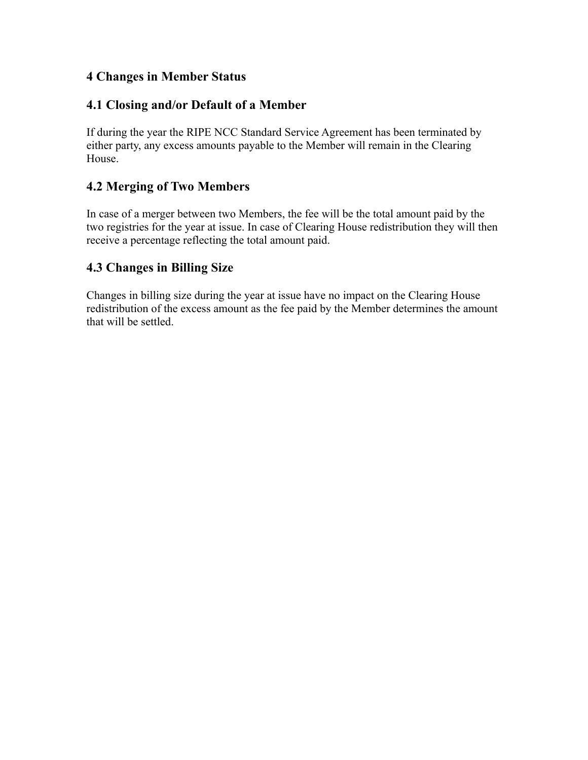# 4 Changes in Member Status

## 4.1 Closing and/or Default of a Member

If during the year the RIPE NCC Standard Service Agreement has been terminated by either party, any excess amounts payable to the Member will remain in the Clearing House.

## 4.2 Merging of Two Members

In case of a merger between two Members, the fee will be the total amount paid by the two registries for the year at issue. In case of Clearing House redistribution they will then receive a percentage reflecting the total amount paid.

## 4.3 Changes in Billing Size

Changes in billing size during the year at issue have no impact on the Clearing House redistribution of the excess amount as the fee paid by the Member determines the amount that will be settled.